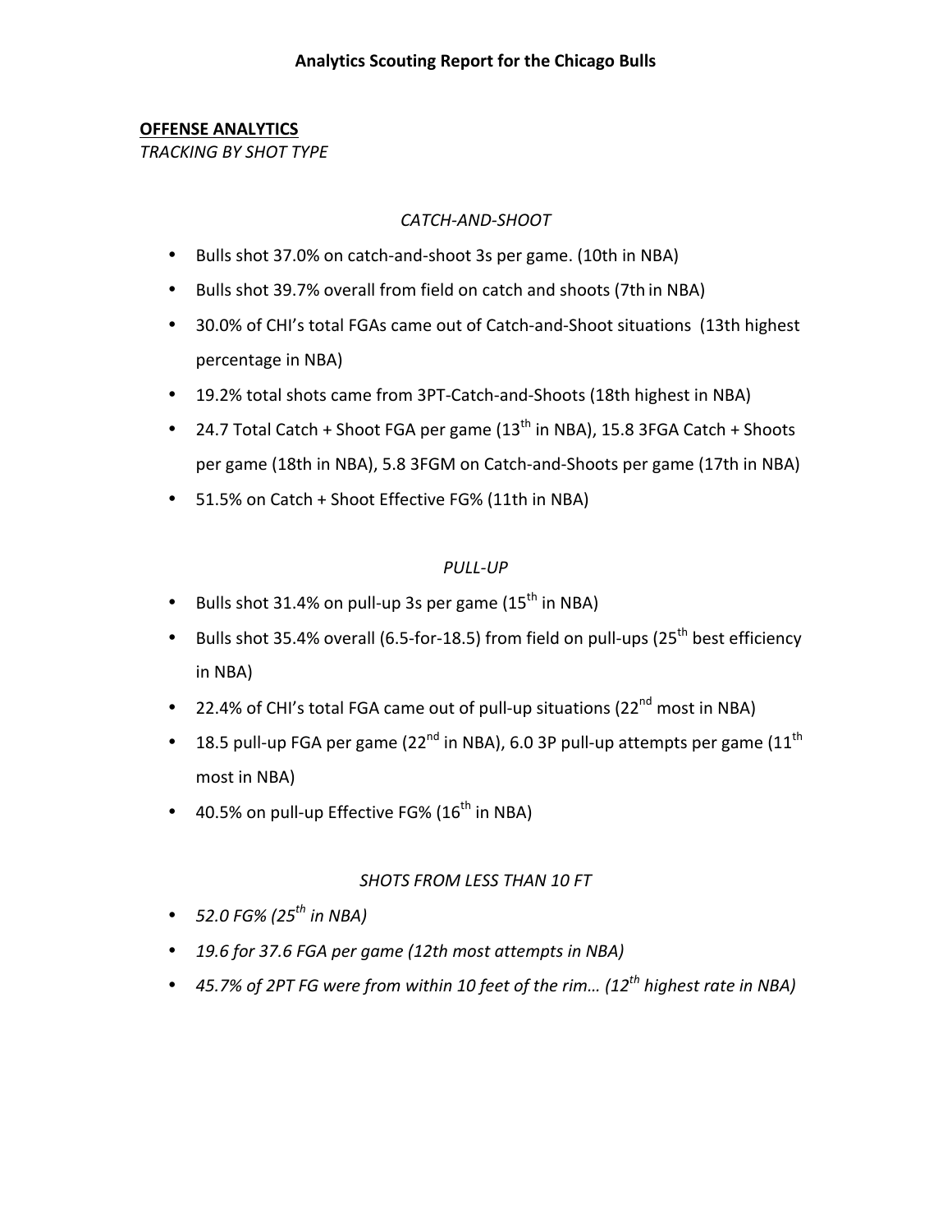# Analytics Scouting Report for the Chicago Bulls

**OFFENSE ANALYTICS**

*TRACKING BY SHOT TYPE*

### *CATCH-AND-SHOOT*

- Bulls shot 37.0% on catch-and-shoot 3s per game. (10th in NBA)
- Bulls shot 39.7% overall from field on catch and shoots (7th in NBA)
- 30.0% of CHI's total FGAs came out of Catch-and-Shoot situations (13th highest percentage in NBA)
- 19.2% total shots came from 3PT-Catch-and-Shoots (18th highest in NBA)
- 24.7 Total Catch + Shoot FGA per game (13th in NBA), 15.8 3FGA Catch + Shoots per game (18th in NBA), 5.8 3FGM on Catch-and-Shoots per game (17th in NBA)
- 51.5% on Catch + Shoot Effective FG% (11th in NBA)

### *PULL-UP*

- Bulls shot 31.4% on pull-up 3s per game (15th in NBA)
- Bulls shot 35.4% overall (6.5-for-18.5) from field on pull-ups (25th best efficiency in NBA)
- 22.4% of CHI's total FGA came out of pull-up situations (22nd most in NBA)
- 18.5 pull-up FGA per game (22nd in NBA), 6.0 3P pull-up attempts per game (11th most in NBA)
- 40.5% on pull-up Effective FG% (16th in NBA)

### *SHOTS FROM LESS THAN 10 FT*

- *52.0 FG% (25th in NBA)*
- *19.6 for 37.6 FGA per game (12th most attempts in NBA)*
- *45.7% of 2PT FG were from within 10 feet of the rim… (12th highest rate in NBA)*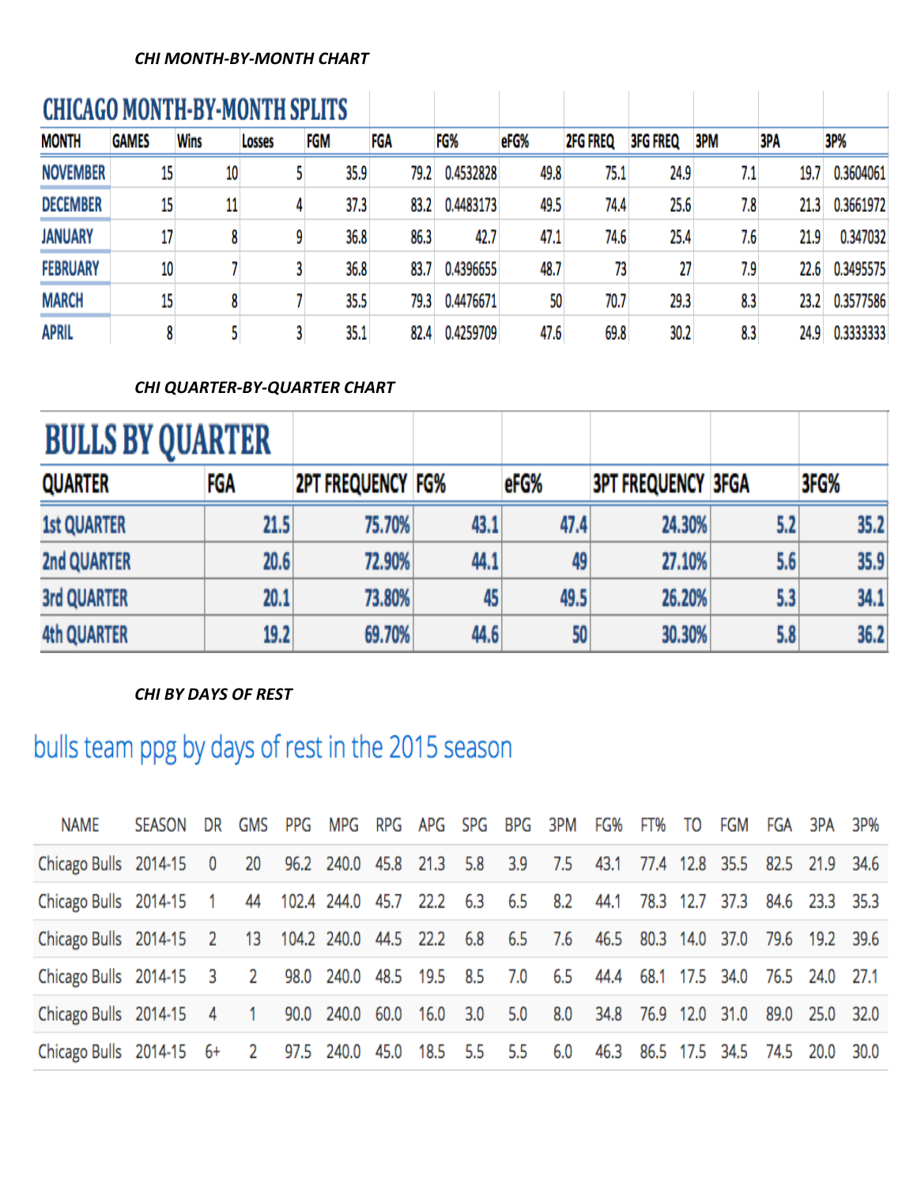*CHI MONTH-BY-MONTH CHART*

| CHICAGO MONTH-BY-MONTH SPLITS | | | | | | | | | | | | |
|---|---|---|---|---|---|---|---|---|---|---|---|---|
| MONTH | GAMES | Wins | Losses | FGM | FGA | FG% | eFG% | 2FG FREQ | 3FG FREQ | 3PM | 3PA | 3P% |
| NOVEMBER | 15 | 10 | 5 | 35.9 | 79.2 | 0.4532828 | 49.8 | 75.1 | 24.9 | 7.1 | 19.7 | 0.3604061 |
| DECEMBER | 15 | 11 | 4 | 37.3 | 83.2 | 0.4483173 | 49.5 | 74.4 | 25.6 | 7.8 | 21.3 | 0.3661972 |
| JANUARY | 17 | 8 | 9 | 36.8 | 86.3 | 42.7 | 47.1 | 74.6 | 25.4 | 7.6 | 21.9 | 0.347032 |
| FEBRUARY | 10 | 7 | 3 | 36.8 | 83.7 | 0.4396655 | 48.7 | 73 | 27 | 7.9 | 22.6 | 0.3495575 |
| MARCH | 15 | 8 | 7 | 35.5 | 79.3 | 0.4476671 | 50 | 70.7 | 29.3 | 8.3 | 23.2 | 0.3577586 |
| APRIL | 8 | 5 | 3 | 35.1 | 82.4 | 0.4259709 | 47.6 | 69.8 | 30.2 | 8.3 | 24.9 | 0.3333333 |

*CHI QUARTER-BY-QUARTER CHART*

| BULLS BY QUARTER | | | | | | | |
|---|---|---|---|---|---|---|---|
| QUARTER | FGA | 2PT FREQUENCY | FG% | eFG% | 3PT FREQUENCY | 3FGA | 3FG% |
| 1st QUARTER | 21.5 | 75.70% | 43.1 | 47.4 | 24.30% | 5.2 | 35.2 |
| 2nd QUARTER | 20.6 | 72.90% | 44.1 | 49 | 27.10% | 5.6 | 35.9 |
| 3rd QUARTER | 20.1 | 73.80% | 45 | 49.5 | 26.20% | 5.3 | 34.1 |
| 4th QUARTER | 19.2 | 69.70% | 44.6 | 50 | 30.30% | 5.8 | 36.2 |

*CHI BY DAYS OF REST*

## bulls team ppg by days of rest in the 2015 season

| NAME | SEASON | DR | GMS | PPG | MPG | RPG | APG | SPG | BPG | 3PM | FG% | FT% | TO | FGM | FGA | 3PA | 3P% |
|---|---|---|---|---|---|---|---|---|---|---|---|---|---|---|---|---|---|
| Chicago Bulls | 2014-15 | 0 | 20 | 96.2 | 240.0 | 45.8 | 21.3 | 5.8 | 3.9 | 7.5 | 43.1 | 77.4 | 12.8 | 35.5 | 82.5 | 21.9 | 34.6 |
| Chicago Bulls | 2014-15 | 1 | 44 | 102.4 | 244.0 | 45.7 | 22.2 | 6.3 | 6.5 | 8.2 | 44.1 | 78.3 | 12.7 | 37.3 | 84.6 | 23.3 | 35.3 |
| Chicago Bulls | 2014-15 | 2 | 13 | 104.2 | 240.0 | 44.5 | 22.2 | 6.8 | 6.5 | 7.6 | 46.5 | 80.3 | 14.0 | 37.0 | 79.6 | 19.2 | 39.6 |
| Chicago Bulls | 2014-15 | 3 | 2 | 98.0 | 240.0 | 48.5 | 19.5 | 8.5 | 7.0 | 6.5 | 44.4 | 68.1 | 17.5 | 34.0 | 76.5 | 24.0 | 27.1 |
| Chicago Bulls | 2014-15 | 4 | 1 | 90.0 | 240.0 | 60.0 | 16.0 | 3.0 | 5.0 | 8.0 | 34.8 | 76.9 | 12.0 | 31.0 | 89.0 | 25.0 | 32.0 |
| Chicago Bulls | 2014-15 | 6+ | 2 | 97.5 | 240.0 | 45.0 | 18.5 | 5.5 | 5.5 | 6.0 | 46.3 | 86.5 | 17.5 | 34.5 | 74.5 | 20.0 | 30.0 |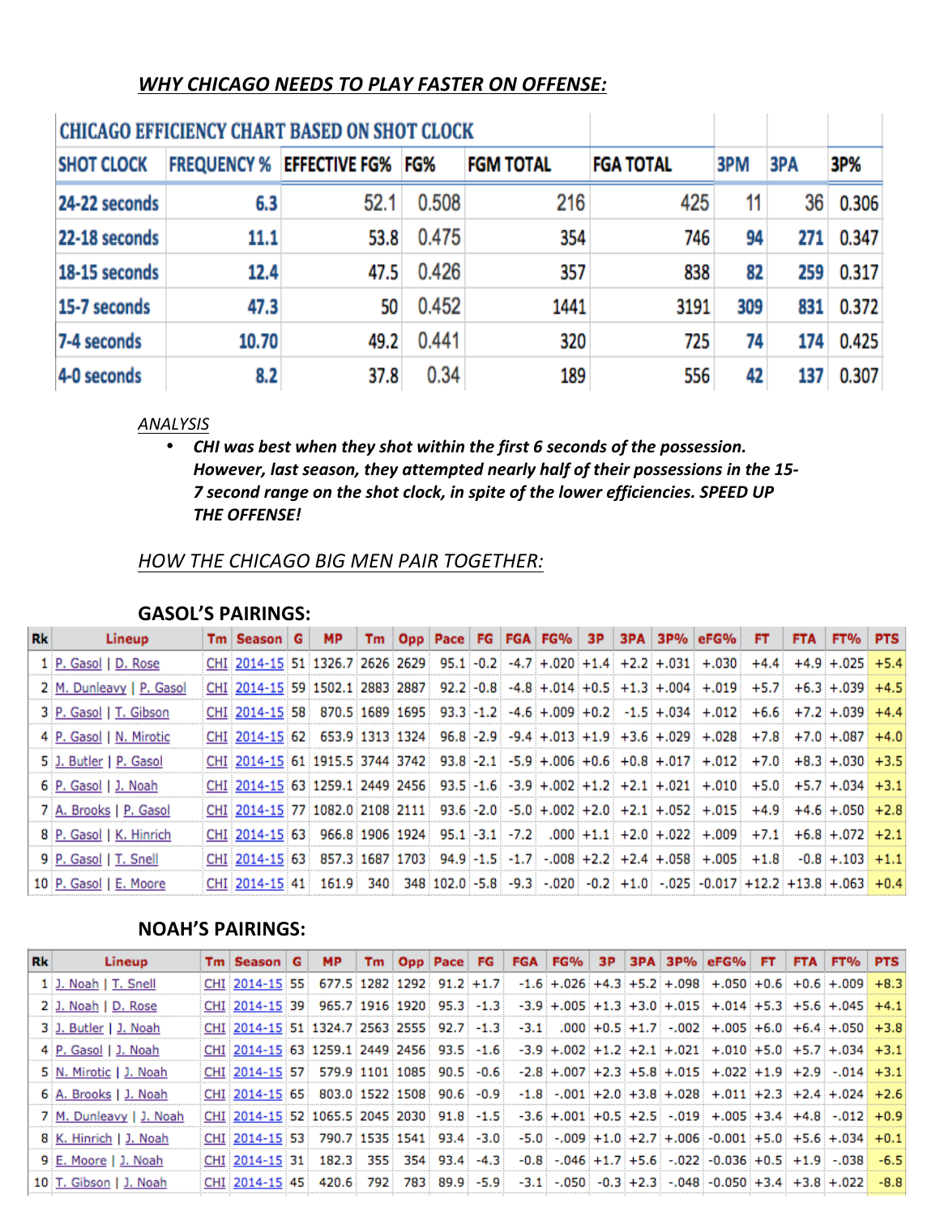## *WHY CHICAGO NEEDS TO PLAY FASTER ON OFFENSE:*

| CHICAGO EFFICIENCY CHART BASED ON SHOT CLOCK | | | | | | | | |
|---|---|---|---|---|---|---|---|---|
| SHOT CLOCK | FREQUENCY % | EFFECTIVE FG% | FG% | FGM TOTAL | FGA TOTAL | 3PM | 3PA | 3P% |
| 24-22 seconds | 6.3 | 52.1 | 0.508 | 216 | 425 | 11 | 36 | 0.306 |
| 22-18 seconds | 11.1 | 53.8 | 0.475 | 354 | 746 | 94 | 271 | 0.347 |
| 18-15 seconds | 12.4 | 47.5 | 0.426 | 357 | 838 | 82 | 259 | 0.317 |
| 15-7 seconds | 47.3 | 50 | 0.452 | 1441 | 3191 | 309 | 831 | 0.372 |
| 7-4 seconds | 10.70 | 49.2 | 0.441 | 320 | 725 | 74 | 174 | 0.425 |
| 4-0 seconds | 8.2 | 37.8 | 0.34 | 189 | 556 | 42 | 137 | 0.307 |

*ANALYSIS*

- ***CHI was best when they shot within the first 6 seconds of the possession. However, last season, they attempted nearly half of their possessions in the 15-7 second range on the shot clock, in spite of the lower efficiencies. SPEED UP THE OFFENSE!***

## *HOW THE CHICAGO BIG MEN PAIR TOGETHER:*

### GASOL'S PAIRINGS:

| Rk | Lineup | Tm | Season | G | MP | Tm | Opp | Pace | FG | FGA | FG% | 3P | 3PA | 3P% | eFG% | FT | FTA | FT% | PTS |
|---|---|---|---|---|---|---|---|---|---|---|---|---|---|---|---|---|---|---|---|
| 1 | P. Gasol \| D. Rose | CHI | 2014-15 | 51 | 1326.7 | 2626 | 2629 | 95.1 | -0.2 | -4.7 | +.020 | +1.4 | +2.2 | +.031 | +.030 | +4.4 | +4.9 | +.025 | +5.4 |
| 2 | M. Dunleavy \| P. Gasol | CHI | 2014-15 | 59 | 1502.1 | 2883 | 2887 | 92.2 | -0.8 | -4.8 | +.014 | +0.5 | +1.3 | +.004 | +.019 | +5.7 | +6.3 | +.039 | +4.5 |
| 3 | P. Gasol \| T. Gibson | CHI | 2014-15 | 58 | 870.5 | 1689 | 1695 | 93.3 | -1.2 | -4.6 | +.009 | +0.2 | -1.5 | +.034 | +.012 | +6.6 | +7.2 | +.039 | +4.4 |
| 4 | P. Gasol \| N. Mirotic | CHI | 2014-15 | 62 | 653.9 | 1313 | 1324 | 96.8 | -2.9 | -9.4 | +.013 | +1.9 | +3.6 | +.029 | +.028 | +7.8 | +7.0 | +.087 | +4.0 |
| 5 | J. Butler \| P. Gasol | CHI | 2014-15 | 61 | 1915.5 | 3744 | 3742 | 93.8 | -2.1 | -5.9 | +.006 | +0.6 | +0.8 | +.017 | +.012 | +7.0 | +8.3 | +.030 | +3.5 |
| 6 | P. Gasol \| J. Noah | CHI | 2014-15 | 63 | 1259.1 | 2449 | 2456 | 93.5 | -1.6 | -3.9 | +.002 | +1.2 | +2.1 | +.021 | +.010 | +5.0 | +5.7 | +.034 | +3.1 |
| 7 | A. Brooks \| P. Gasol | CHI | 2014-15 | 77 | 1082.0 | 2108 | 2111 | 93.6 | -2.0 | -5.0 | +.002 | +2.0 | +2.1 | +.052 | +.015 | +4.9 | +4.6 | +.050 | +2.8 |
| 8 | P. Gasol \| K. Hinrich | CHI | 2014-15 | 63 | 966.8 | 1906 | 1924 | 95.1 | -3.1 | -7.2 | .000 | +1.1 | +2.0 | +.022 | +.009 | +7.1 | +6.8 | +.072 | +2.1 |
| 9 | P. Gasol \| T. Snell | CHI | 2014-15 | 63 | 857.3 | 1687 | 1703 | 94.9 | -1.5 | -1.7 | -.008 | +2.2 | +2.4 | +.058 | +.005 | +1.8 | -0.8 | +.103 | +1.1 |
| 10 | P. Gasol \| E. Moore | CHI | 2014-15 | 41 | 161.9 | 340 | 348 | 102.0 | -5.8 | -9.3 | -.020 | -0.2 | +1.0 | -.025 | -0.017 | +12.2 | +13.8 | +.063 | +0.4 |

### NOAH'S PAIRINGS:

| Rk | Lineup | Tm | Season | G | MP | Tm | Opp | Pace | FG | FGA | FG% | 3P | 3PA | 3P% | eFG% | FT | FTA | FT% | PTS |
|---|---|---|---|---|---|---|---|---|---|---|---|---|---|---|---|---|---|---|---|
| 1 | J. Noah \| T. Snell | CHI | 2014-15 | 55 | 677.5 | 1282 | 1292 | 91.2 | +1.7 | -1.6 | +.026 | +4.3 | +5.2 | +.098 | +.050 | +0.6 | +0.6 | +.009 | +8.3 |
| 2 | J. Noah \| D. Rose | CHI | 2014-15 | 39 | 965.7 | 1916 | 1920 | 95.3 | -1.3 | -3.9 | +.005 | +1.3 | +3.0 | +.015 | +.014 | +5.3 | +5.6 | +.045 | +4.1 |
| 3 | J. Butler \| J. Noah | CHI | 2014-15 | 51 | 1324.7 | 2563 | 2555 | 92.7 | -1.3 | -3.1 | .000 | +0.5 | +1.7 | -.002 | +.005 | +6.0 | +6.4 | +.050 | +3.8 |
| 4 | P. Gasol \| J. Noah | CHI | 2014-15 | 63 | 1259.1 | 2449 | 2456 | 93.5 | -1.6 | -3.9 | +.002 | +1.2 | +2.1 | +.021 | +.010 | +5.0 | +5.7 | +.034 | +3.1 |
| 5 | N. Mirotic \| J. Noah | CHI | 2014-15 | 57 | 579.9 | 1101 | 1085 | 90.5 | -0.6 | -2.8 | +.007 | +2.3 | +5.8 | +.015 | +.022 | +1.9 | +2.9 | -.014 | +3.1 |
| 6 | A. Brooks \| J. Noah | CHI | 2014-15 | 65 | 803.0 | 1522 | 1508 | 90.6 | -0.9 | -1.8 | -.001 | +2.0 | +3.8 | +.028 | +.011 | +2.3 | +2.4 | +.024 | +2.6 |
| 7 | M. Dunleavy \| J. Noah | CHI | 2014-15 | 52 | 1065.5 | 2045 | 2030 | 91.8 | -1.5 | -3.6 | +.001 | +0.5 | +2.5 | -.019 | +.005 | +3.4 | +4.8 | -.012 | +0.9 |
| 8 | K. Hinrich \| J. Noah | CHI | 2014-15 | 53 | 790.7 | 1535 | 1541 | 93.4 | -3.0 | -5.0 | -.009 | +1.0 | +2.7 | +.006 | -0.001 | +5.0 | +5.6 | +.034 | +0.1 |
| 9 | E. Moore \| J. Noah | CHI | 2014-15 | 31 | 182.3 | 355 | 354 | 93.4 | -4.3 | -0.8 | -.046 | +1.7 | +5.6 | -.022 | -0.036 | +0.5 | +1.9 | -.038 | -6.5 |
| 10 | T. Gibson \| J. Noah | CHI | 2014-15 | 45 | 420.6 | 792 | 783 | 89.9 | -5.9 | -3.1 | -.050 | -0.3 | +2.3 | -.048 | -0.050 | +3.4 | +3.8 | +.022 | -8.8 |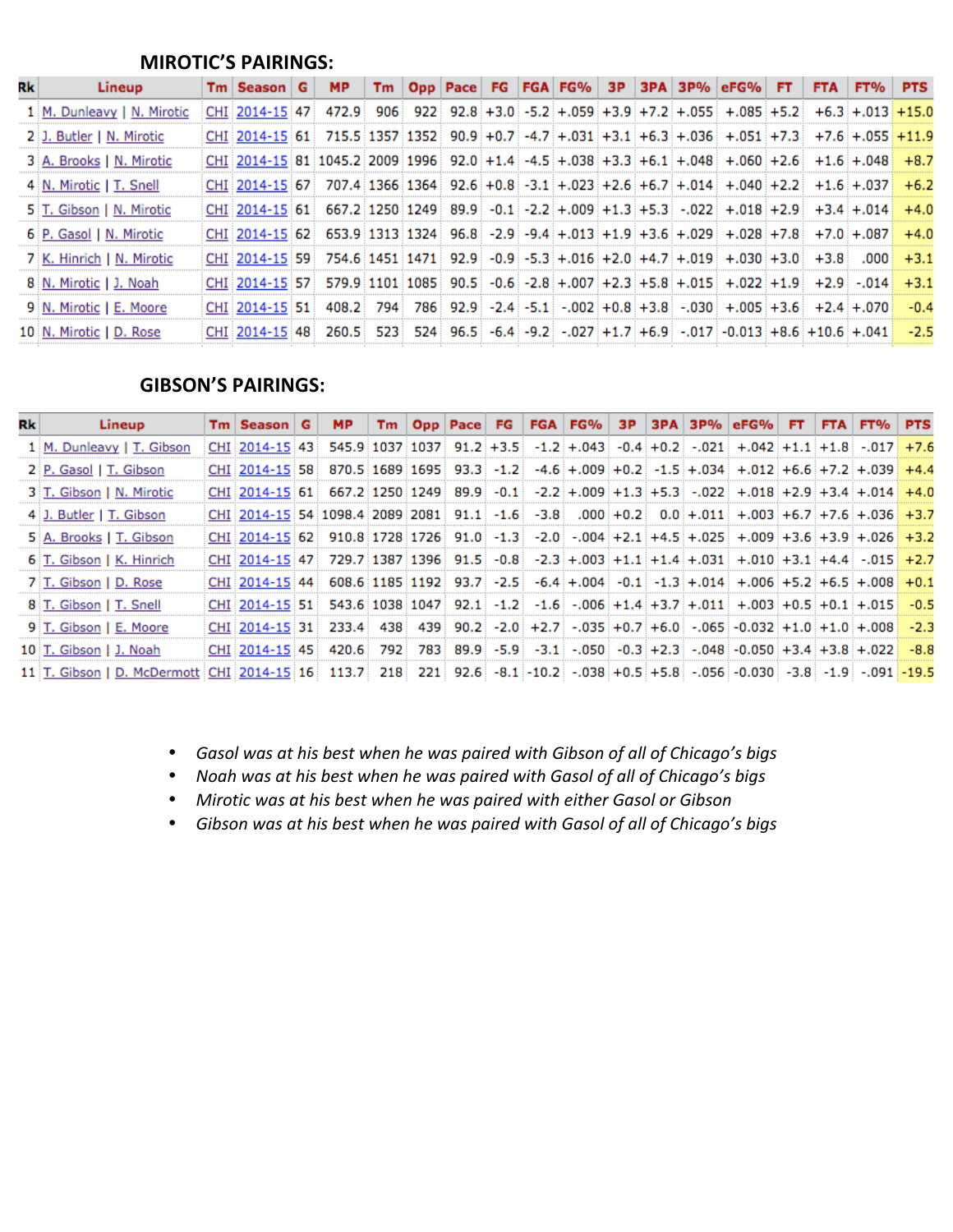## MIROTIC'S PAIRINGS:

| Rk | Lineup | Tm | Season | G | MP | Tm | Opp | Pace | FG | FGA | FG% | 3P | 3PA | 3P% | eFG% | FT | FTA | FT% | PTS |
|---|---|---|---|---|---|---|---|---|---|---|---|---|---|---|---|---|---|---|---|
| 1 | M. Dunleavy \| N. Mirotic | CHI | 2014-15 | 47 | 472.9 | 906 | 922 | 92.8 | +3.0 | -5.2 | +.059 | +3.9 | +7.2 | +.055 | +.085 | +5.2 | +6.3 | +.013 | +15.0 |
| 2 | J. Butler \| N. Mirotic | CHI | 2014-15 | 61 | 715.5 | 1357 | 1352 | 90.9 | +0.7 | -4.7 | +.031 | +3.1 | +6.3 | +.036 | +.051 | +7.3 | +7.6 | +.055 | +11.9 |
| 3 | A. Brooks \| N. Mirotic | CHI | 2014-15 | 81 | 1045.2 | 2009 | 1996 | 92.0 | +1.4 | -4.5 | +.038 | +3.3 | +6.1 | +.048 | +.060 | +2.6 | +1.6 | +.048 | +8.7 |
| 4 | N. Mirotic \| T. Snell | CHI | 2014-15 | 67 | 707.4 | 1366 | 1364 | 92.6 | +0.8 | -3.1 | +.023 | +2.6 | +6.7 | +.014 | +.040 | +2.2 | +1.6 | +.037 | +6.2 |
| 5 | T. Gibson \| N. Mirotic | CHI | 2014-15 | 61 | 667.2 | 1250 | 1249 | 89.9 | -0.1 | -2.2 | +.009 | +1.3 | +5.3 | -.022 | +.018 | +2.9 | +3.4 | +.014 | +4.0 |
| 6 | P. Gasol \| N. Mirotic | CHI | 2014-15 | 62 | 653.9 | 1313 | 1324 | 96.8 | -2.9 | -9.4 | +.013 | +1.9 | +3.6 | +.029 | +.028 | +7.8 | +7.0 | +.087 | +4.0 |
| 7 | K. Hinrich \| N. Mirotic | CHI | 2014-15 | 59 | 754.6 | 1451 | 1471 | 92.9 | -0.9 | -5.3 | +.016 | +2.0 | +4.7 | +.019 | +.030 | +3.0 | +3.8 | .000 | +3.1 |
| 8 | N. Mirotic \| J. Noah | CHI | 2014-15 | 57 | 579.9 | 1101 | 1085 | 90.5 | -0.6 | -2.8 | +.007 | +2.3 | +5.8 | +.015 | +.022 | +1.9 | +2.9 | -.014 | +3.1 |
| 9 | N. Mirotic \| E. Moore | CHI | 2014-15 | 51 | 408.2 | 794 | 786 | 92.9 | -2.4 | -5.1 | -.002 | +0.8 | +3.8 | -.030 | +.005 | +3.6 | +2.4 | +.070 | -0.4 |
| 10 | N. Mirotic \| D. Rose | CHI | 2014-15 | 48 | 260.5 | 523 | 524 | 96.5 | -6.4 | -9.2 | -.027 | +1.7 | +6.9 | -.017 | -0.013 | +8.6 | +10.6 | +.041 | -2.5 |

## GIBSON'S PAIRINGS:

| Rk | Lineup | Tm | Season | G | MP | Tm | Opp | Pace | FG | FGA | FG% | 3P | 3PA | 3P% | eFG% | FT | FTA | FT% | PTS |
|---|---|---|---|---|---|---|---|---|---|---|---|---|---|---|---|---|---|---|---|
| 1 | M. Dunleavy \| T. Gibson | CHI | 2014-15 | 43 | 545.9 | 1037 | 1037 | 91.2 | +3.5 | -1.2 | +.043 | -0.4 | +0.2 | -.021 | +.042 | +1.1 | +1.8 | -.017 | +7.6 |
| 2 | P. Gasol \| T. Gibson | CHI | 2014-15 | 58 | 870.5 | 1689 | 1695 | 93.3 | -1.2 | -4.6 | +.009 | +0.2 | -1.5 | +.034 | +.012 | +6.6 | +7.2 | +.039 | +4.4 |
| 3 | T. Gibson \| N. Mirotic | CHI | 2014-15 | 61 | 667.2 | 1250 | 1249 | 89.9 | -0.1 | -2.2 | +.009 | +1.3 | +5.3 | -.022 | +.018 | +2.9 | +3.4 | +.014 | +4.0 |
| 4 | J. Butler \| T. Gibson | CHI | 2014-15 | 54 | 1098.4 | 2089 | 2081 | 91.1 | -1.6 | -3.8 | .000 | +0.2 | 0.0 | +.011 | +.003 | +6.7 | +7.6 | +.036 | +3.7 |
| 5 | A. Brooks \| T. Gibson | CHI | 2014-15 | 62 | 910.8 | 1728 | 1726 | 91.0 | -1.3 | -2.0 | -.004 | +2.1 | +4.5 | +.025 | +.009 | +3.6 | +3.9 | +.026 | +3.2 |
| 6 | T. Gibson \| K. Hinrich | CHI | 2014-15 | 47 | 729.7 | 1387 | 1396 | 91.5 | -0.8 | -2.3 | +.003 | +1.1 | +1.4 | +.031 | +.010 | +3.1 | +4.4 | -.015 | +2.7 |
| 7 | T. Gibson \| D. Rose | CHI | 2014-15 | 44 | 608.6 | 1185 | 1192 | 93.7 | -2.5 | -6.4 | +.004 | -0.1 | -1.3 | +.014 | +.006 | +5.2 | +6.5 | +.008 | +0.1 |
| 8 | T. Gibson \| T. Snell | CHI | 2014-15 | 51 | 543.6 | 1038 | 1047 | 92.1 | -1.2 | -1.6 | -.006 | +1.4 | +3.7 | +.011 | +.003 | +0.5 | +0.1 | +.015 | -0.5 |
| 9 | T. Gibson \| E. Moore | CHI | 2014-15 | 31 | 233.4 | 438 | 439 | 90.2 | -2.0 | +2.7 | -.035 | +0.7 | +6.0 | -.065 | -0.032 | +1.0 | +1.0 | +.008 | -2.3 |
| 10 | T. Gibson \| J. Noah | CHI | 2014-15 | 45 | 420.6 | 792 | 783 | 89.9 | -5.9 | -3.1 | -.050 | -0.3 | +2.3 | -.048 | -0.050 | +3.4 | +3.8 | +.022 | -8.8 |
| 11 | T. Gibson \| D. McDermott | CHI | 2014-15 | 16 | 113.7 | 218 | 221 | 92.6 | -8.1 | -10.2 | -.038 | +0.5 | +5.8 | -.056 | -0.030 | -3.8 | -1.9 | -.091 | -19.5 |

- *Gasol was at his best when he was paired with Gibson of all of Chicago's bigs*
- *Noah was at his best when he was paired with Gasol of all of Chicago's bigs*
- *Mirotic was at his best when he was paired with either Gasol or Gibson*
- *Gibson was at his best when he was paired with Gasol of all of Chicago's bigs*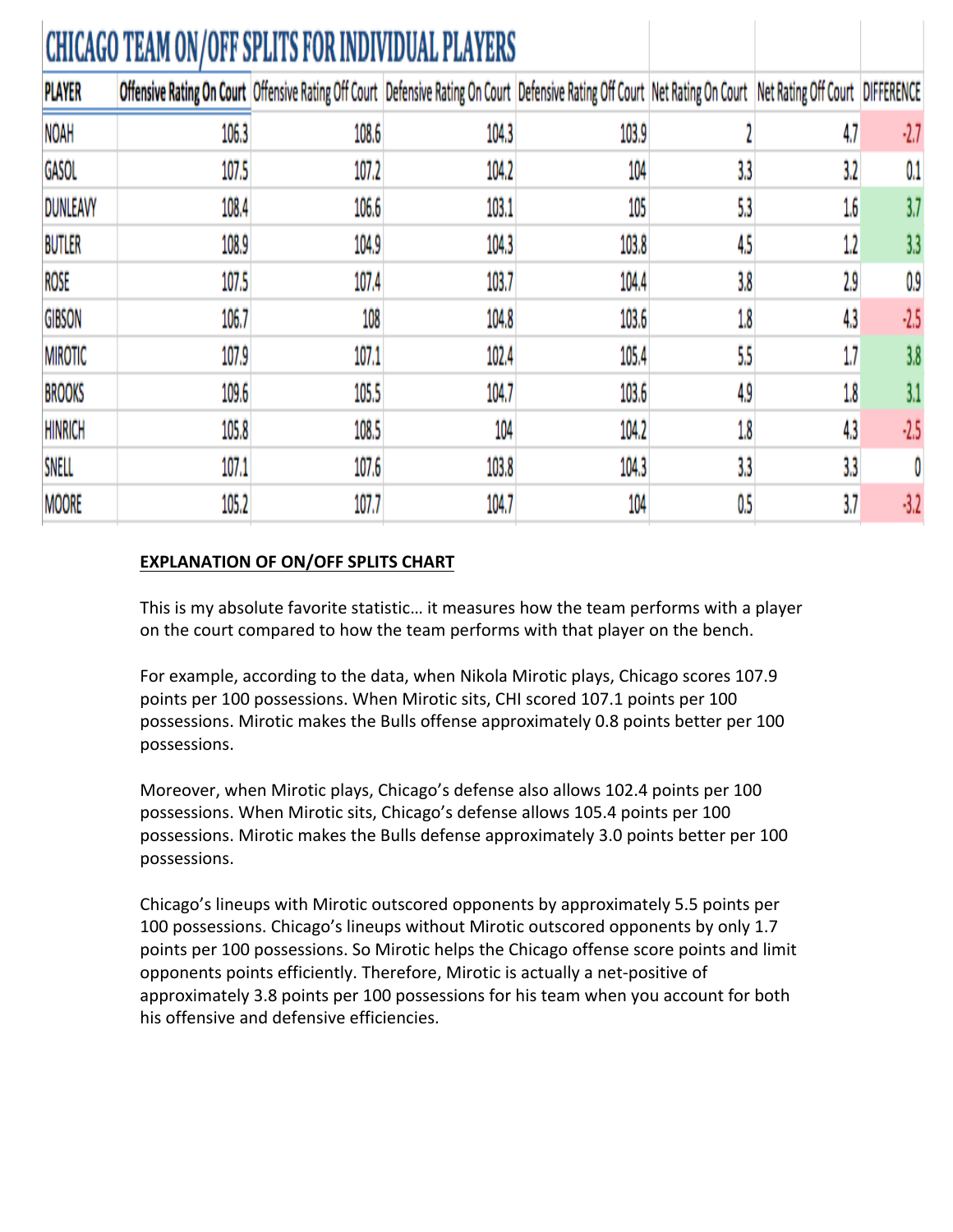# CHICAGO TEAM ON/OFF SPLITS FOR INDIVIDUAL PLAYERS

| PLAYER | Offensive Rating On Court | Offensive Rating Off Court | Defensive Rating On Court | Defensive Rating Off Court | Net Rating On Court | Net Rating Off Court | DIFFERENCE |
|---|---|---|---|---|---|---|---|
| NOAH | 106.3 | 108.6 | 104.3 | 103.9 | 2 | 4.7 | -2.7 |
| GASOL | 107.5 | 107.2 | 104.2 | 104 | 3.3 | 3.2 | 0.1 |
| DUNLEAVY | 108.4 | 106.6 | 103.1 | 105 | 5.3 | 1.6 | 3.7 |
| BUTLER | 108.9 | 104.9 | 104.3 | 103.8 | 4.5 | 1.2 | 3.3 |
| ROSE | 107.5 | 107.4 | 103.7 | 104.4 | 3.8 | 2.9 | 0.9 |
| GIBSON | 106.7 | 108 | 104.8 | 103.6 | 1.8 | 4.3 | -2.5 |
| MIROTIC | 107.9 | 107.1 | 102.4 | 105.4 | 5.5 | 1.7 | 3.8 |
| BROOKS | 109.6 | 105.5 | 104.7 | 103.6 | 4.9 | 1.8 | 3.1 |
| HINRICH | 105.8 | 108.5 | 104 | 104.2 | 1.8 | 4.3 | -2.5 |
| SNELL | 107.1 | 107.6 | 103.8 | 104.3 | 3.3 | 3.3 | 0 |
| MOORE | 105.2 | 107.7 | 104.7 | 104 | 0.5 | 3.7 | -3.2 |

**<u>EXPLANATION OF ON/OFF SPLITS CHART</u>**

This is my absolute favorite statistic… it measures how the team performs with a player on the court compared to how the team performs with that player on the bench.

For example, according to the data, when Nikola Mirotic plays, Chicago scores 107.9 points per 100 possessions. When Mirotic sits, CHI scored 107.1 points per 100 possessions. Mirotic makes the Bulls offense approximately 0.8 points better per 100 possessions.

Moreover, when Mirotic plays, Chicago's defense also allows 102.4 points per 100 possessions. When Mirotic sits, Chicago's defense allows 105.4 points per 100 possessions. Mirotic makes the Bulls defense approximately 3.0 points better per 100 possessions.

Chicago's lineups with Mirotic outscored opponents by approximately 5.5 points per 100 possessions. Chicago's lineups without Mirotic outscored opponents by only 1.7 points per 100 possessions. So Mirotic helps the Chicago offense score points and limit opponents points efficiently. Therefore, Mirotic is actually a net-positive of approximately 3.8 points per 100 possessions for his team when you account for both his offensive and defensive efficiencies.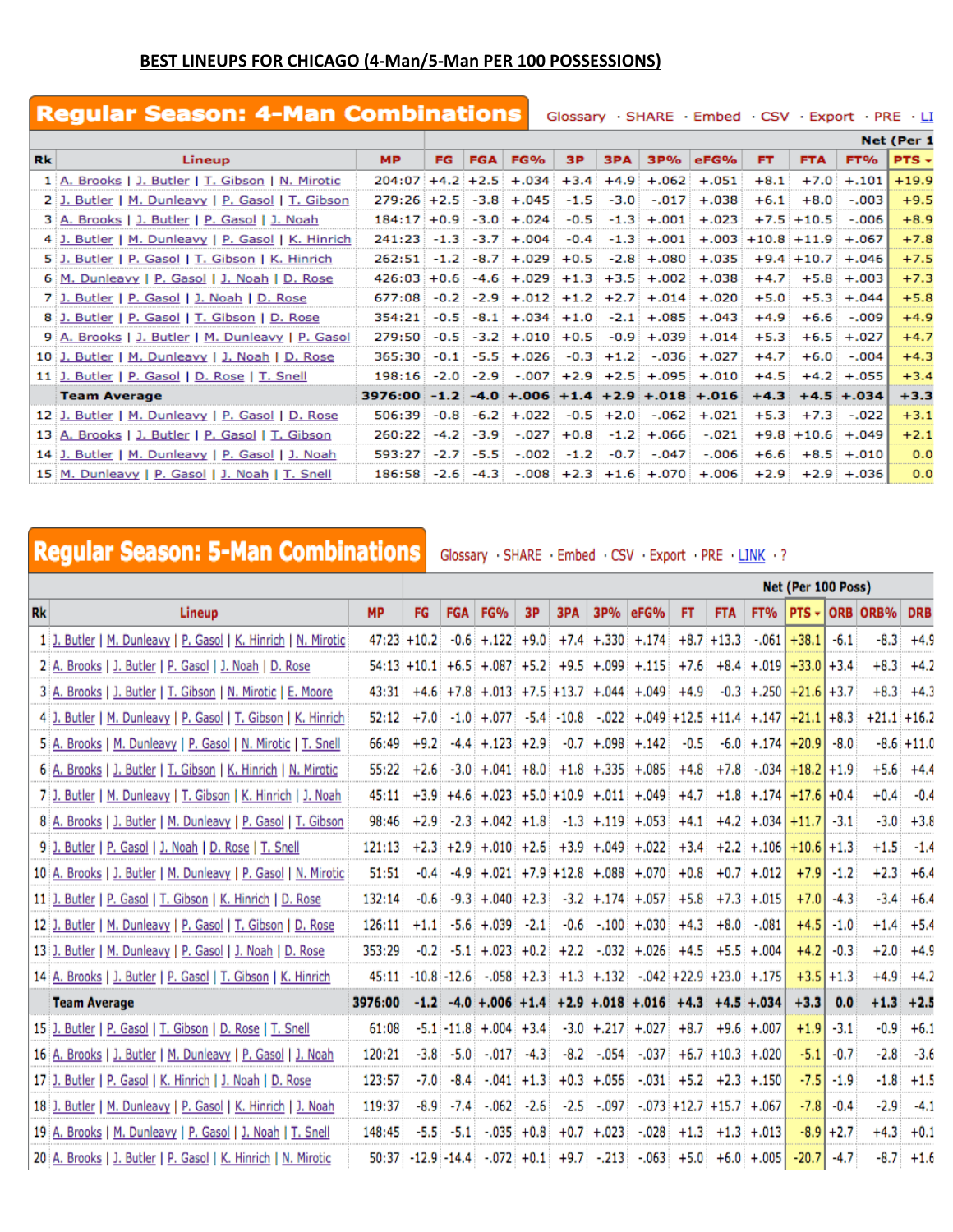**BEST LINEUPS FOR CHICAGO (4-Man/5-Man PER 100 POSSESSIONS)**

## Regular Season: 4-Man Combinations

Glossary · SHARE · Embed · CSV · Export · PRE · LI

| | | | Net (Per 1 | | | | | | | | | | |
|---|---|---|---|---|---|---|---|---|---|---|---|---|---|
| Rk | Lineup | MP | FG | FGA | FG% | 3P | 3PA | 3P% | eFG% | FT | FTA | FT% | PTS |
| 1 | A. Brooks \| J. Butler \| T. Gibson \| N. Mirotic | 204:07 | +4.2 | +2.5 | +.034 | +3.4 | +4.9 | +.062 | +.051 | +8.1 | +7.0 | +.101 | +19.9 |
| 2 | J. Butler \| M. Dunleavy \| P. Gasol \| T. Gibson | 279:26 | +2.5 | -3.8 | +.045 | -1.5 | -3.0 | -.017 | +.038 | +6.1 | +8.0 | -.003 | +9.5 |
| 3 | A. Brooks \| J. Butler \| P. Gasol \| J. Noah | 184:17 | +0.9 | -3.0 | +.024 | -0.5 | -1.3 | +.001 | +.023 | +7.5 | +10.5 | -.006 | +8.9 |
| 4 | J. Butler \| M. Dunleavy \| P. Gasol \| K. Hinrich | 241:23 | -1.3 | -3.7 | +.004 | -0.4 | -1.3 | +.001 | +.003 | +10.8 | +11.9 | +.067 | +7.8 |
| 5 | J. Butler \| P. Gasol \| T. Gibson \| K. Hinrich | 262:51 | -1.2 | -8.7 | +.029 | +0.5 | -2.8 | +.080 | +.035 | +9.4 | +10.7 | +.046 | +7.5 |
| 6 | M. Dunleavy \| P. Gasol \| J. Noah \| D. Rose | 426:03 | +0.6 | -4.6 | +.029 | +1.3 | +3.5 | +.002 | +.038 | +4.7 | +5.8 | +.003 | +7.3 |
| 7 | J. Butler \| P. Gasol \| J. Noah \| D. Rose | 677:08 | -0.2 | -2.9 | +.012 | +1.2 | +2.7 | +.014 | +.020 | +5.0 | +5.3 | +.044 | +5.8 |
| 8 | J. Butler \| P. Gasol \| T. Gibson \| D. Rose | 354:21 | -0.5 | -8.1 | +.034 | +1.0 | -2.1 | +.085 | +.043 | +4.9 | +6.6 | -.009 | +4.9 |
| 9 | A. Brooks \| J. Butler \| M. Dunleavy \| P. Gasol | 279:50 | -0.5 | -3.2 | +.010 | +0.5 | -0.9 | +.039 | +.014 | +5.3 | +6.5 | +.027 | +4.7 |
| 10 | J. Butler \| M. Dunleavy \| J. Noah \| D. Rose | 365:30 | -0.1 | -5.5 | +.026 | -0.3 | +1.2 | -.036 | +.027 | +4.7 | +6.0 | -.004 | +4.3 |
| 11 | J. Butler \| P. Gasol \| D. Rose \| T. Snell | 198:16 | -2.0 | -2.9 | -.007 | +2.9 | +2.5 | +.095 | +.010 | +4.5 | +4.2 | +.055 | +3.4 |
| | **Team Average** | **3976:00** | **-1.2** | **-4.0** | **+.006** | **+1.4** | **+2.9** | **+.018** | **+.016** | **+4.3** | **+4.5** | **+.034** | **+3.3** |
| 12 | J. Butler \| M. Dunleavy \| P. Gasol \| D. Rose | 506:39 | -0.8 | -6.2 | +.022 | -0.5 | +2.0 | -.062 | +.021 | +5.3 | +7.3 | -.022 | +3.1 |
| 13 | A. Brooks \| J. Butler \| P. Gasol \| T. Gibson | 260:22 | -4.2 | -3.9 | -.027 | +0.8 | -1.2 | +.066 | -.021 | +9.8 | +10.6 | +.049 | +2.1 |
| 14 | J. Butler \| M. Dunleavy \| P. Gasol \| J. Noah | 593:27 | -2.7 | -5.5 | -.002 | -1.2 | -0.7 | -.047 | -.006 | +6.6 | +8.5 | +.010 | 0.0 |
| 15 | M. Dunleavy \| P. Gasol \| J. Noah \| T. Snell | 186:58 | -2.6 | -4.3 | -.008 | +2.3 | +1.6 | +.070 | +.006 | +2.9 | +2.9 | +.036 | 0.0 |

## Regular Season: 5-Man Combinations

Glossary · SHARE · Embed · CSV · Export · PRE · LINK · ?

| | | | Net (Per 100 Poss) | | | | | | | | | | | | | |
|---|---|---|---|---|---|---|---|---|---|---|---|---|---|---|---|---|
| Rk | Lineup | MP | FG | FGA | FG% | 3P | 3PA | 3P% | eFG% | FT | FTA | FT% | PTS | ORB | ORB% | DRB |
| 1 | J. Butler \| M. Dunleavy \| P. Gasol \| K. Hinrich \| N. Mirotic | 47:23 | +10.2 | -0.6 | +.122 | +9.0 | +7.4 | +.330 | +.174 | +8.7 | +13.3 | -.061 | +38.1 | -6.1 | -8.3 | +4.9 |
| 2 | A. Brooks \| J. Butler \| P. Gasol \| J. Noah \| D. Rose | 54:13 | +10.1 | +6.5 | +.087 | +5.2 | +9.5 | +.099 | +.115 | +7.6 | +8.4 | +.019 | +33.0 | +3.4 | +8.3 | +4.2 |
| 3 | A. Brooks \| J. Butler \| T. Gibson \| N. Mirotic \| E. Moore | 43:31 | +4.6 | +7.8 | +.013 | +7.5 | +13.7 | +.044 | +.049 | +4.9 | -0.3 | +.250 | +21.6 | +3.7 | +8.3 | +4.3 |
| 4 | J. Butler \| M. Dunleavy \| P. Gasol \| T. Gibson \| K. Hinrich | 52:12 | +7.0 | -1.0 | +.077 | -5.4 | -10.8 | -.022 | +.049 | +12.5 | +11.4 | +.147 | +21.1 | +8.3 | +21.1 | +16.2 |
| 5 | A. Brooks \| M. Dunleavy \| P. Gasol \| N. Mirotic \| T. Snell | 66:49 | +9.2 | -4.4 | +.123 | +2.9 | -0.7 | +.098 | +.142 | -0.5 | -6.0 | +.174 | +20.9 | -8.0 | -8.6 | +11.0 |
| 6 | A. Brooks \| J. Butler \| T. Gibson \| K. Hinrich \| N. Mirotic | 55:22 | +2.6 | -3.0 | +.041 | +8.0 | +1.8 | +.335 | +.085 | +4.8 | +7.8 | -.034 | +18.2 | +1.9 | +5.6 | +4.4 |
| 7 | J. Butler \| M. Dunleavy \| T. Gibson \| K. Hinrich \| J. Noah | 45:11 | +3.9 | +4.6 | +.023 | +5.0 | +10.9 | +.011 | +.049 | +4.7 | +1.8 | +.174 | +17.6 | +0.4 | +0.4 | -0.4 |
| 8 | A. Brooks \| J. Butler \| M. Dunleavy \| P. Gasol \| T. Gibson | 98:46 | +2.9 | -2.3 | +.042 | +1.8 | -1.3 | +.119 | +.053 | +4.1 | +4.2 | +.034 | +11.7 | -3.1 | -3.0 | +3.8 |
| 9 | J. Butler \| P. Gasol \| J. Noah \| D. Rose \| T. Snell | 121:13 | +2.3 | +2.9 | +.010 | +2.6 | +3.9 | +.049 | +.022 | +3.4 | +2.2 | +.106 | +10.6 | +1.3 | +1.5 | -1.4 |
| 10 | A. Brooks \| J. Butler \| M. Dunleavy \| P. Gasol \| N. Mirotic | 51:51 | -0.4 | -4.9 | +.021 | +7.9 | +12.8 | +.088 | +.070 | +0.8 | +0.7 | +.012 | +7.9 | -1.2 | +2.3 | +6.4 |
| 11 | J. Butler \| P. Gasol \| T. Gibson \| K. Hinrich \| D. Rose | 132:14 | -0.6 | -9.3 | +.040 | +2.3 | -3.2 | +.174 | +.057 | +5.8 | +7.3 | +.015 | +7.0 | -4.3 | -3.4 | +6.4 |
| 12 | J. Butler \| M. Dunleavy \| P. Gasol \| T. Gibson \| D. Rose | 126:11 | +1.1 | -5.6 | +.039 | -2.1 | -0.6 | -.100 | +.030 | +4.3 | +8.0 | -.081 | +4.5 | -1.0 | +1.4 | +5.4 |
| 13 | J. Butler \| M. Dunleavy \| P. Gasol \| J. Noah \| D. Rose | 353:29 | -0.2 | -5.1 | +.023 | +0.2 | +2.2 | -.032 | +.026 | +4.5 | +5.5 | +.004 | +4.2 | -0.3 | +2.0 | +4.9 |
| 14 | A. Brooks \| J. Butler \| P. Gasol \| T. Gibson \| K. Hinrich | 45:11 | -10.8 | -12.6 | -.058 | +2.3 | +1.3 | +.132 | -.042 | +22.9 | +23.0 | +.175 | +3.5 | +1.3 | +4.9 | +4.2 |
| | **Team Average** | **3976:00** | **-1.2** | **-4.0** | **+.006** | **+1.4** | **+2.9** | **+.018** | **+.016** | **+4.3** | **+4.5** | **+.034** | **+3.3** | **0.0** | **+1.3** | **+2.5** |
| 15 | J. Butler \| P. Gasol \| T. Gibson \| D. Rose \| T. Snell | 61:08 | -5.1 | -11.8 | +.004 | +3.4 | -3.0 | +.217 | +.027 | +8.7 | +9.6 | +.007 | +1.9 | -3.1 | -0.9 | +6.1 |
| 16 | A. Brooks \| J. Butler \| M. Dunleavy \| P. Gasol \| J. Noah | 120:21 | -3.8 | -5.0 | -.017 | -4.3 | -8.2 | -.054 | -.037 | +6.7 | +10.3 | +.020 | -5.1 | -0.7 | -2.8 | -3.6 |
| 17 | J. Butler \| P. Gasol \| K. Hinrich \| J. Noah \| D. Rose | 123:57 | -7.0 | -8.4 | -.041 | +1.3 | +0.3 | +.056 | -.031 | +5.2 | +2.3 | +.150 | -7.5 | -1.9 | -1.8 | +1.5 |
| 18 | J. Butler \| M. Dunleavy \| P. Gasol \| K. Hinrich \| J. Noah | 119:37 | -8.9 | -7.4 | -.062 | -2.6 | -2.5 | -.097 | -.073 | +12.7 | +15.7 | +.067 | -7.8 | -0.4 | -2.9 | -4.1 |
| 19 | A. Brooks \| M. Dunleavy \| P. Gasol \| J. Noah \| T. Snell | 148:45 | -5.5 | -5.1 | -.035 | +0.8 | +0.7 | +.023 | -.028 | +1.3 | +1.3 | +.013 | -8.9 | +2.7 | +4.3 | +0.1 |
| 20 | A. Brooks \| J. Butler \| P. Gasol \| K. Hinrich \| N. Mirotic | 50:37 | -12.9 | -14.4 | -.072 | +0.1 | +9.7 | -.213 | -.063 | +5.0 | +6.0 | +.005 | -20.7 | -4.7 | -8.7 | +1.6 |